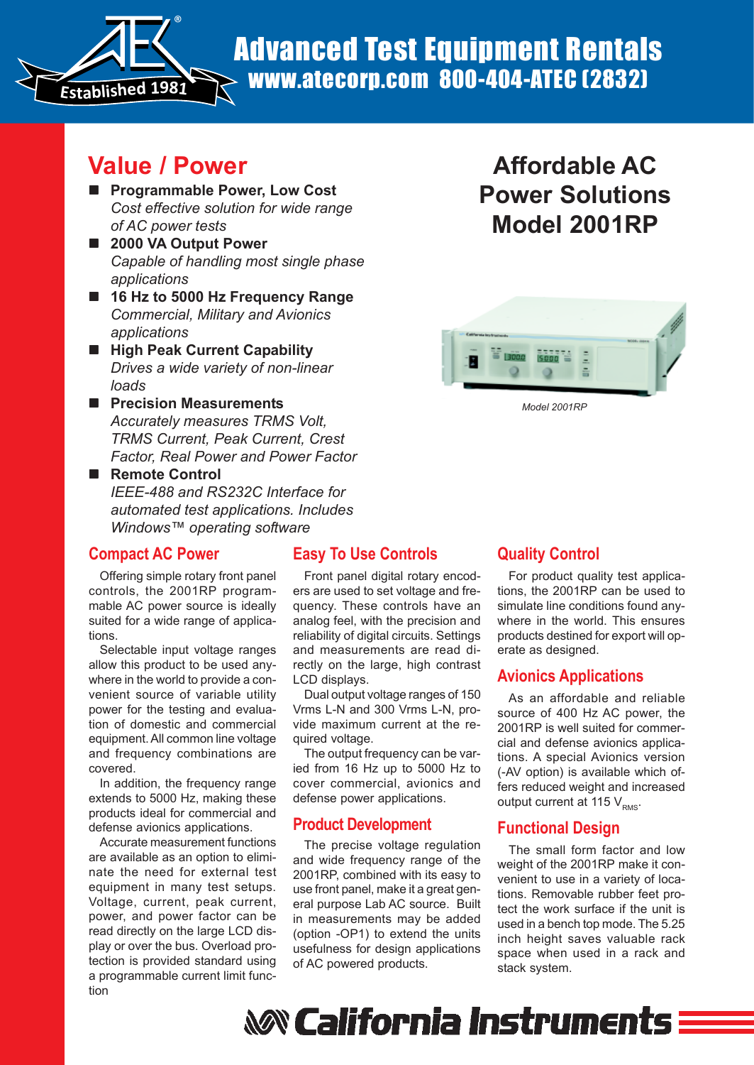# Advanced Test Equipment Rentals

www.atecorp.com 800-404-ATEC (2832)

Established 1981

## Value / Power

- **Programmable Power, Low Cost**
  *Cost effective solution for wide range of AC power tests*
- **2000 VA Output Power**
  *Capable of handling most single phase applications*
- **16 Hz to 5000 Hz Frequency Range**
  *Commercial, Military and Avionics applications*
- **High Peak Current Capability**
  *Drives a wide variety of non-linear loads*
- **Precision Measurements**
  *Accurately measures TRMS Volt, TRMS Current, Peak Current, Crest Factor, Real Power and Power Factor*
- **Remote Control**
  *IEEE-488 and RS232C Interface for automated test applications. Includes Windows™ operating software*

# Affordable AC Power Solutions Model 2001RP

*Model 2001RP*

## Compact AC Power

Offering simple rotary front panel controls, the 2001RP programmable AC power source is ideally suited for a wide range of applications.

Selectable input voltage ranges allow this product to be used anywhere in the world to provide a convenient source of variable utility power for the testing and evaluation of domestic and commercial equipment. All common line voltage and frequency combinations are covered.

In addition, the frequency range extends to 5000 Hz, making these products ideal for commercial and defense avionics applications.

Accurate measurement functions are available as an option to eliminate the need for external test equipment in many test setups. Voltage, current, peak current, power, and power factor can be read directly on the large LCD display or over the bus. Overload protection is provided standard using a programmable current limit function

## Easy To Use Controls

Front panel digital rotary encoders are used to set voltage and frequency. These controls have an analog feel, with the precision and reliability of digital circuits. Settings and measurements are read directly on the large, high contrast LCD displays.

Dual output voltage ranges of 150 Vrms L-N and 300 Vrms L-N, provide maximum current at the required voltage.

The output frequency can be varied from 16 Hz up to 5000 Hz to cover commercial, avionics and defense power applications.

## Product Development

The precise voltage regulation and wide frequency range of the 2001RP, combined with its easy to use front panel, make it a great general purpose Lab AC source. Built in measurements may be added (option -OP1) to extend the units usefulness for design applications of AC powered products.

## Quality Control

For product quality test applications, the 2001RP can be used to simulate line conditions found anywhere in the world. This ensures products destined for export will operate as designed.

## Avionics Applications

As an affordable and reliable source of 400 Hz AC power, the 2001RP is well suited for commercial and defense avionics applications. A special Avionics version (-AV option) is available which offers reduced weight and increased output current at 115 $V_{RMS}$.

## Functional Design

The small form factor and low weight of the 2001RP make it convenient to use in a variety of locations. Removable rubber feet protect the work surface if the unit is used in a bench top mode. The 5.25 inch height saves valuable rack space when used in a rack and stack system.

California Instruments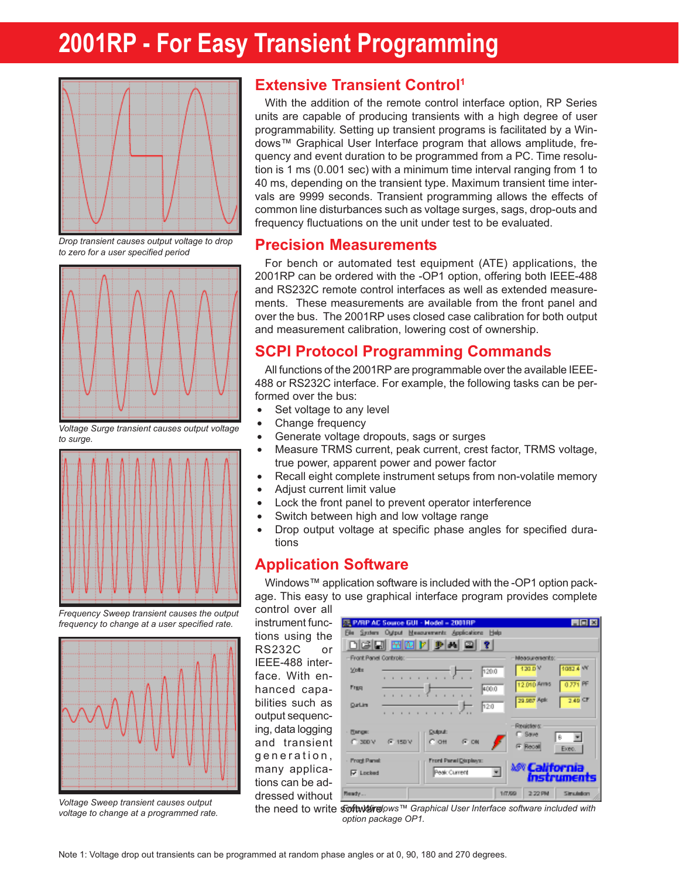# 2001RP - For Easy Transient Programming

Drop transient causes output voltage to drop to zero for a user specified period

Voltage Surge transient causes output voltage to surge.

Frequency Sweep transient causes the output frequency to change at a user specified rate.

Voltage Sweep transient causes output voltage to change at a programmed rate.

## Extensive Transient Control[1]

With the addition of the remote control interface option, RP Series units are capable of producing transients with a high degree of user programmability. Setting up transient programs is facilitated by a Windows™ Graphical User Interface program that allows amplitude, frequency and event duration to be programmed from a PC. Time resolution is 1 ms (0.001 sec) with a minimum time interval ranging from 1 to 40 ms, depending on the transient type. Maximum transient time intervals are 9999 seconds. Transient programming allows the effects of common line disturbances such as voltage surges, sags, drop-outs and frequency fluctuations on the unit under test to be evaluated.

## Precision Measurements

For bench or automated test equipment (ATE) applications, the 2001RP can be ordered with the -OP1 option, offering both IEEE-488 and RS232C remote control interfaces as well as extended measurements. These measurements are available from the front panel and over the bus. The 2001RP uses closed case calibration for both output and measurement calibration, lowering cost of ownership.

## SCPI Protocol Programming Commands

All functions of the 2001RP are programmable over the available IEEE-488 or RS232C interface. For example, the following tasks can be performed over the bus:

- Set voltage to any level
- Change frequency
- Generate voltage dropouts, sags or surges
- Measure TRMS current, peak current, crest factor, TRMS voltage, true power, apparent power and power factor
- Recall eight complete instrument setups from non-volatile memory
- Adjust current limit value
- Lock the front panel to prevent operator interference
- Switch between high and low voltage range
- Drop output voltage at specific phase angles for specified durations

## Application Software

Windows™ application software is included with the -OP1 option package. This easy to use graphical interface program provides complete control over all instrument functions using the RS232C or IEEE-488 interface. With enhanced capabilities such as output sequencing, data logging and transient generation, many applications can be addressed without the need to write software.

Free Windows™ Graphical User Interface software included with option package OP1.

Note 1: Voltage drop out transients can be programmed at random phase angles or at 0, 90, 180 and 270 degrees.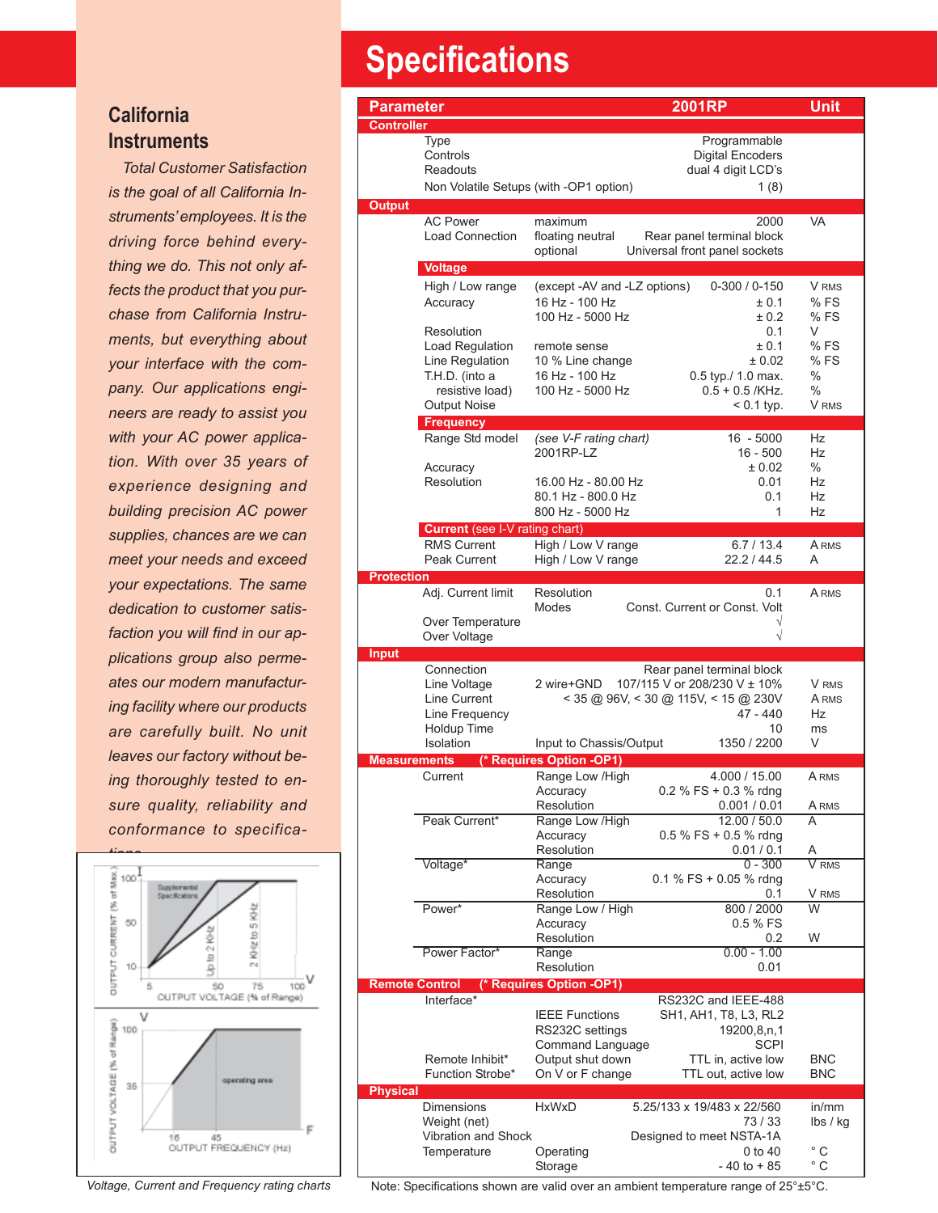# Specifications

## California Instruments

*Total Customer Satisfaction is the goal of all California Instruments' employees. It is the driving force behind everything we do. This not only affects the product that you purchase from California Instruments, but everything about your interface with the company. Our applications engineers are ready to assist you with your AC power application. With over 35 years of experience designing and building precision AC power supplies, chances are we can meet your needs and exceed your expectations. The same dedication to customer satisfaction you will find in our applications group also permeates our modern manufacturing facility where our products are carefully built. No unit leaves our factory without being thoroughly tested to ensure quality, reliability and conformance to specifications.*

| Parameter | | 2001RP | Unit |
|---|---|---|---|
| **Controller** | | | |
| Type | | Programmable | |
| Controls | | Digital Encoders | |
| Readouts | | dual 4 digit LCD's | |
| Non Volatile Setups (with -OP1 option) | | 1 (8) | |
| **Output** | | | |
| AC Power | maximum | 2000 | VA |
| Load Connection | floating neutral | Rear panel terminal block | |
| | optional | Universal front panel sockets | |
| **Voltage** | | | |
| High / Low range | (except -AV and -LZ options) | 0-300 / 0-150 | V RMS |
| Accuracy | 16 Hz - 100 Hz | ± 0.1 | % FS |
| | 100 Hz - 5000 Hz | ± 0.2 | % FS |
| Resolution | | 0.1 | V |
| Load Regulation | remote sense | ± 0.1 | % FS |
| Line Regulation | 10 % Line change | ± 0.02 | % FS |
| T.H.D. (into a | 16 Hz - 100 Hz | 0.5 typ./ 1.0 max. | % |
| resistive load) | 100 Hz - 5000 Hz | 0.5 + 0.5 /KHz. | % |
| Output Noise | | < 0.1 typ. | V RMS |
| **Frequency** | | | |
| Range Std model | *(see V-F rating chart)* | 16 - 5000 | Hz |
| | 2001RP-LZ | 16 - 500 | Hz |
| Accuracy | | ± 0.02 | % |
| Resolution | 16.00 Hz - 80.00 Hz | 0.01 | Hz |
| | 80.1 Hz - 800.0 Hz | 0.1 | Hz |
| | 800 Hz - 5000 Hz | 1 | Hz |
| **Current** (see I-V rating chart) | | | |
| RMS Current | High / Low V range | 6.7 / 13.4 | A RMS |
| Peak Current | High / Low V range | 22.2 / 44.5 | A |
| **Protection** | | | |
| Adj. Current limit | Resolution | 0.1 | A RMS |
| | Modes | Const. Current or Const. Volt | |
| Over Temperature | | √ | |
| Over Voltage | | √ | |
| **Input** | | | |
| Connection | | Rear panel terminal block | |
| Line Voltage | 2 wire+GND | 107/115 V or 208/230 V ± 10% | V RMS |
| Line Current | | < 35 @ 96V, < 30 @ 115V, < 15 @ 230V | A RMS |
| Line Frequency | | 47 - 440 | Hz |
| Holdup Time | | 10 | ms |
| Isolation | Input to Chassis/Output | 1350 / 2200 | V |
| **Measurements** (* Requires Option -OP1) | | | |
| Current | Range Low /High | 4.000 / 15.00 | A RMS |
| | Accuracy | 0.2 % FS + 0.3 % rdng | |
| | Resolution | 0.001 / 0.01 | A RMS |
| Peak Current* | Range Low /High | 12.00 / 50.0 | A |
| | Accuracy | 0.5 % FS + 0.5 % rdng | |
| | Resolution | 0.01 / 0.1 | A |
| Voltage* | Range | 0 - 300 | V RMS |
| | Accuracy | 0.1 % FS + 0.05 % rdng | |
| | Resolution | 0.1 | V RMS |
| Power* | Range Low / High | 800 / 2000 | W |
| | Accuracy | 0.5 % FS | |
| | Resolution | 0.2 | W |
| Power Factor* | Range | 0.00 - 1.00 | |
| | Resolution | 0.01 | |
| **Remote Control** (* Requires Option -OP1) | | | |
| Interface* | | RS232C and IEEE-488 | |
| | IEEE Functions | SH1, AH1, T8, L3, RL2 | |
| | RS232C settings | 19200,8,n,1 | |
| | Command Language | SCPI | |
| Remote Inhibit* | Output shut down | TTL in, active low | BNC |
| Function Strobe* | On V or F change | TTL out, active low | BNC |
| **Physical** | | | |
| Dimensions | HxWxD | 5.25/133 x 19/483 x 22/560 | in/mm |
| Weight (net) | | 73 / 33 | lbs / kg |
| Vibration and Shock | | Designed to meet NSTA-1A | |
| Temperature | Operating | 0 to 40 | ° C |
| | Storage | - 40 to + 85 | ° C |

Note: Specifications shown are valid over an ambient temperature range of 25°±5°C.

I
100
50
10
OUTPUT CURRENT (% of Max.)
Supplemental Specifications
Up to 2 KHz
2 KHz to 5 KHz
5 50 75 100
V
OUTPUT VOLTAGE (% of Range)

V
100
35
OUTPUT VOLTAGE (% of Range)
operating area
16 45
F
OUTPUT FREQUENCY (Hz)

*Voltage, Current and Frequency rating charts*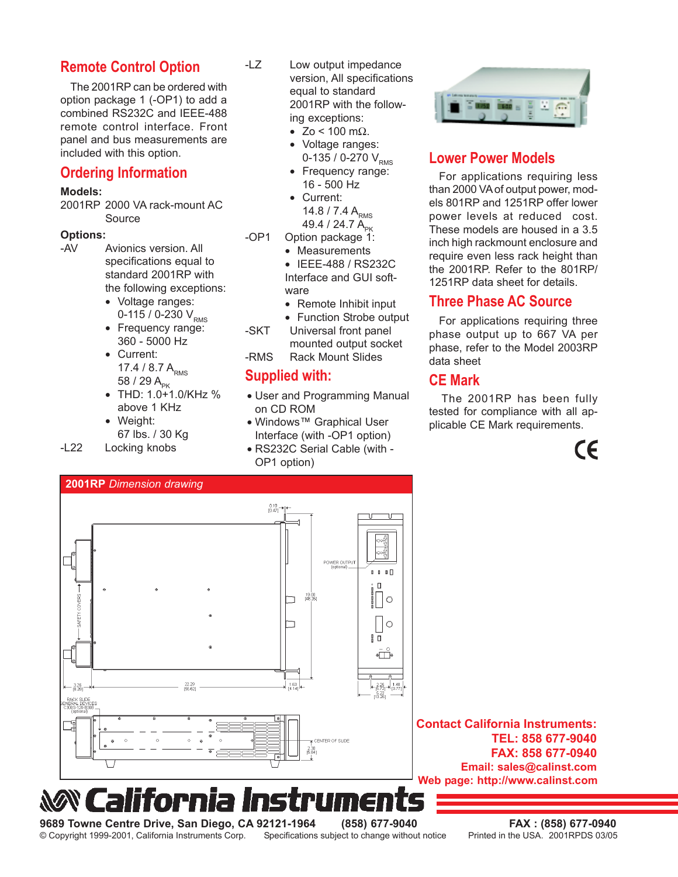## Remote Control Option

The 2001RP can be ordered with option package 1 (-OP1) to add a combined RS232C and IEEE-488 remote control interface. Front panel and bus measurements are included with this option.

## Ordering Information

**Models:**

2001RP 2000 VA rack-mount AC Source

**Options:**

-AV Avionics version. All specifications equal to standard 2001RP with the following exceptions:

- Voltage ranges: 0-115 / 0-230 $V_{RMS}$
- Frequency range: 360 - 5000 Hz
- Current: 17.4 / 8.7 $A_{RMS}$, 58 / 29 $A_{PK}$
- THD: 1.0+1.0/KHz % above 1 KHz
- Weight: 67 lbs. / 30 Kg

-L22 Locking knobs

-LZ Low output impedance version, All specifications equal to standard 2001RP with the following exceptions:

- Zo < 100 mΩ.
- Voltage ranges: 0-135 / 0-270 $V_{RMS}$
- Frequency range: 16 - 500 Hz
- Current: 14.8 / 7.4 $A_{RMS}$, 49.4 / 24.7 $A_{PK}$

-OP1 Option package 1:

- Measurements
- IEEE-488 / RS232C Interface and GUI software
- Remote Inhibit input
- Function Strobe output

-SKT Universal front panel mounted output socket

-RMS Rack Mount Slides

## Supplied with:

- User and Programming Manual on CD ROM
- Windows™ Graphical User Interface (with -OP1 option)
- RS232C Serial Cable (with -OP1 option)

## Lower Power Models

For applications requiring less than 2000 VA of output power, models 801RP and 1251RP offer lower power levels at reduced cost. These models are housed in a 3.5 inch high rackmount enclosure and require even less rack height than the 2001RP. Refer to the 801RP/1251RP data sheet for details.

## Three Phase AC Source

For applications requiring three phase output up to 667 VA per phase, refer to the Model 2003RP data sheet

## CE Mark

The 2001RP has been fully tested for compliance with all applicable CE Mark requirements.

CE

**2001RP** *Dimension drawing*

0.19 [0.47]
POWER OUTPUT (optional)
19.00 [48.26]
SAFETY COVERS
3.26 [8.28]
22.29 [56.62]
1.63 [4.14]
2.25 [5.72]
1.48 [3.77]
5.22 [13.26]
RACK SLIDE GENERAL DEVICES C300S-120-B308 (optional)
CENTER OF SLIDE
2.30 [5.84]

**Contact California Instruments:**
**TEL: 858 677-9040**
**FAX: 858 677-0940**
**Email: sales@calinst.com**
**Web page: http://www.calinst.com**

**California Instruments**

**9689 Towne Centre Drive, San Diego, CA 92121-1964 (858) 677-9040 FAX : (858) 677-0940**

© Copyright 1999-2001, California Instruments Corp. Specifications subject to change without notice Printed in the USA. 2001RPDS 03/05